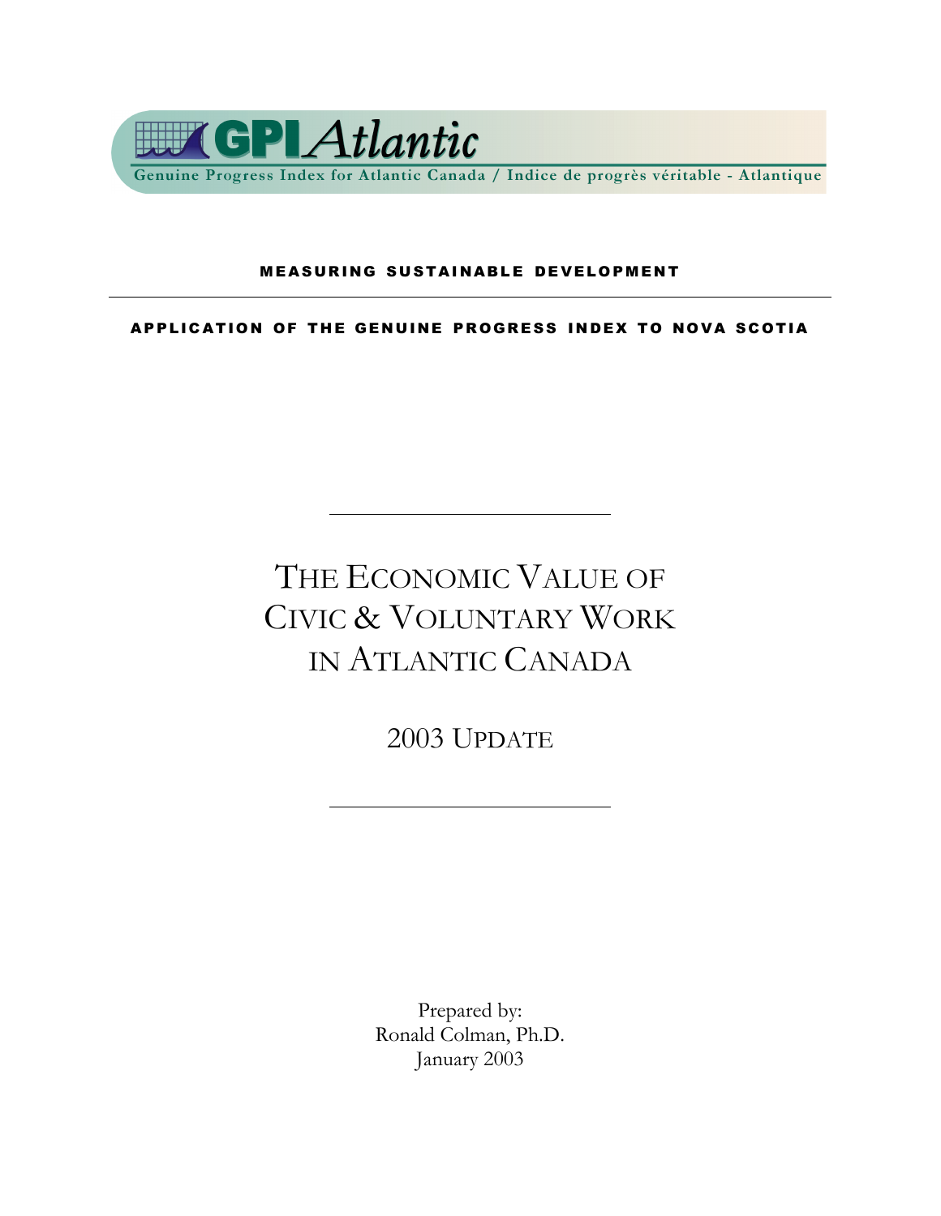GPI Atlantic

Genuine Progress Index for Atlantic Canada / Indice de progrès véritable - Atlantique

**MEASURING SUSTAINABLE DEVELOPMENT**

---

**APPLICATION OF THE GENUINE PROGRESS INDEX TO NOVA SCOTIA**

---

# THE ECONOMIC VALUE OF CIVIC & VOLUNTARY WORK IN ATLANTIC CANADA

## 2003 UPDATE

---

Prepared by:
Ronald Colman, Ph.D.
January 2003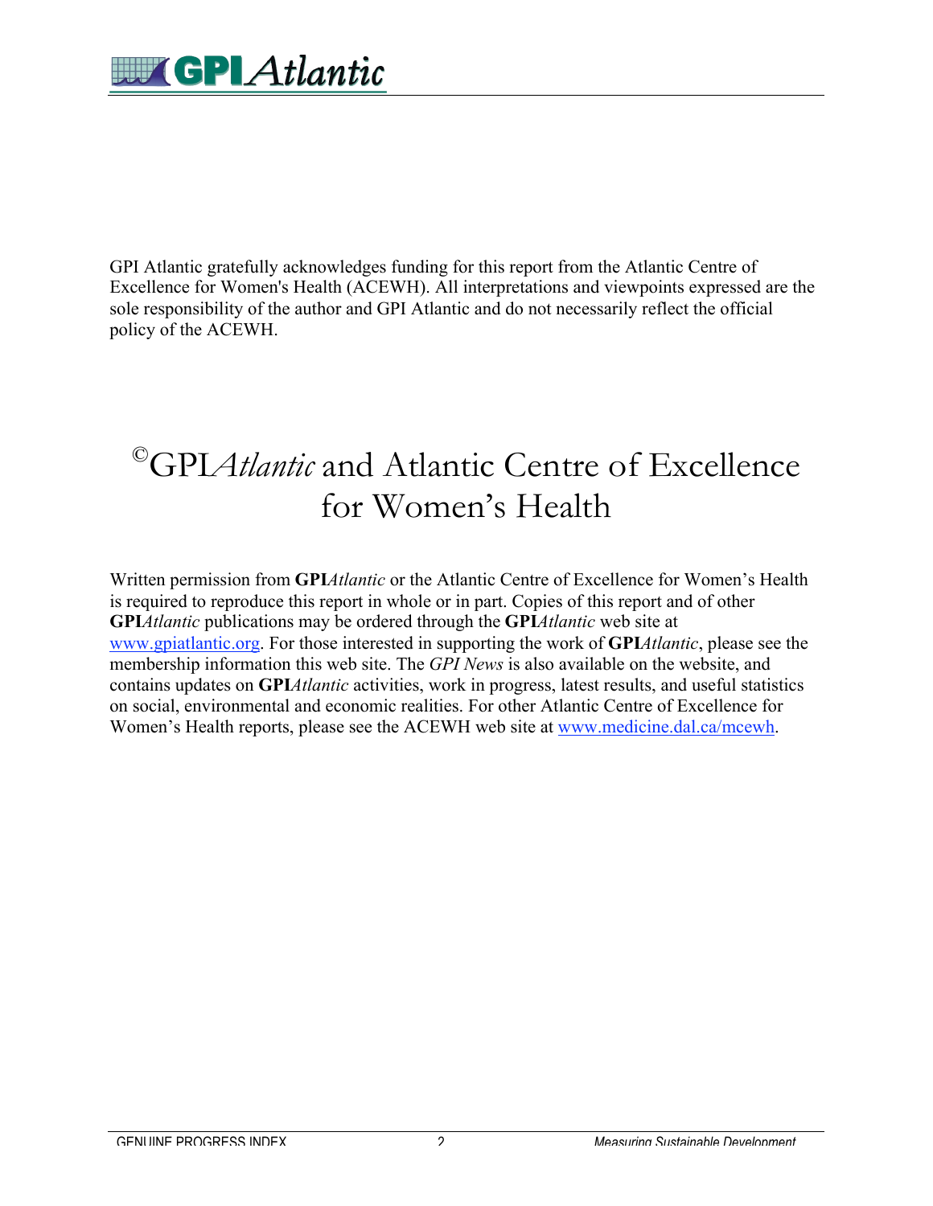GPI Atlantic gratefully acknowledges funding for this report from the Atlantic Centre of Excellence for Women's Health (ACEWH). All interpretations and viewpoints expressed are the sole responsibility of the author and GPI Atlantic and do not necessarily reflect the official policy of the ACEWH.

# ©GPI*Atlantic* and Atlantic Centre of Excellence for Women's Health

Written permission from **GPI***Atlantic* or the Atlantic Centre of Excellence for Women's Health is required to reproduce this report in whole or in part. Copies of this report and of other **GPI***Atlantic* publications may be ordered through the **GPI***Atlantic* web site at www.gpiatlantic.org. For those interested in supporting the work of **GPI***Atlantic*, please see the membership information this web site. The *GPI News* is also available on the website, and contains updates on **GPI***Atlantic* activities, work in progress, latest results, and useful statistics on social, environmental and economic realities. For other Atlantic Centre of Excellence for Women's Health reports, please see the ACEWH web site at www.medicine.dal.ca/mcewh.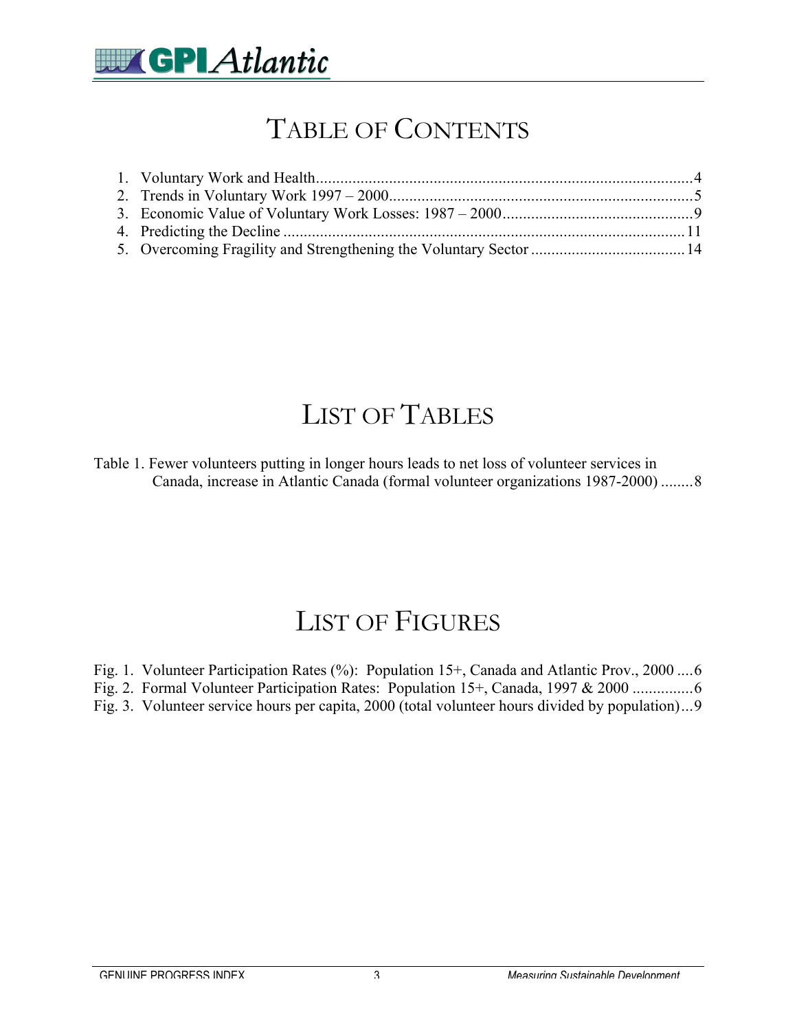# TABLE OF CONTENTS

1. Voluntary Work and Health............................................................................................4
2. Trends in Voluntary Work 1997 – 2000...........................................................................5
3. Economic Value of Voluntary Work Losses: 1987 – 2000...............................................9
4. Predicting the Decline ...................................................................................................11
5. Overcoming Fragility and Strengthening the Voluntary Sector ......................................14

# LIST OF TABLES

Table 1. Fewer volunteers putting in longer hours leads to net loss of volunteer services in Canada, increase in Atlantic Canada (formal volunteer organizations 1987-2000) ........8

# LIST OF FIGURES

Fig. 1. Volunteer Participation Rates (%): Population 15+, Canada and Atlantic Prov., 2000 ....6
Fig. 2. Formal Volunteer Participation Rates: Population 15+, Canada, 1997 & 2000 ...............6
Fig. 3. Volunteer service hours per capita, 2000 (total volunteer hours divided by population)...9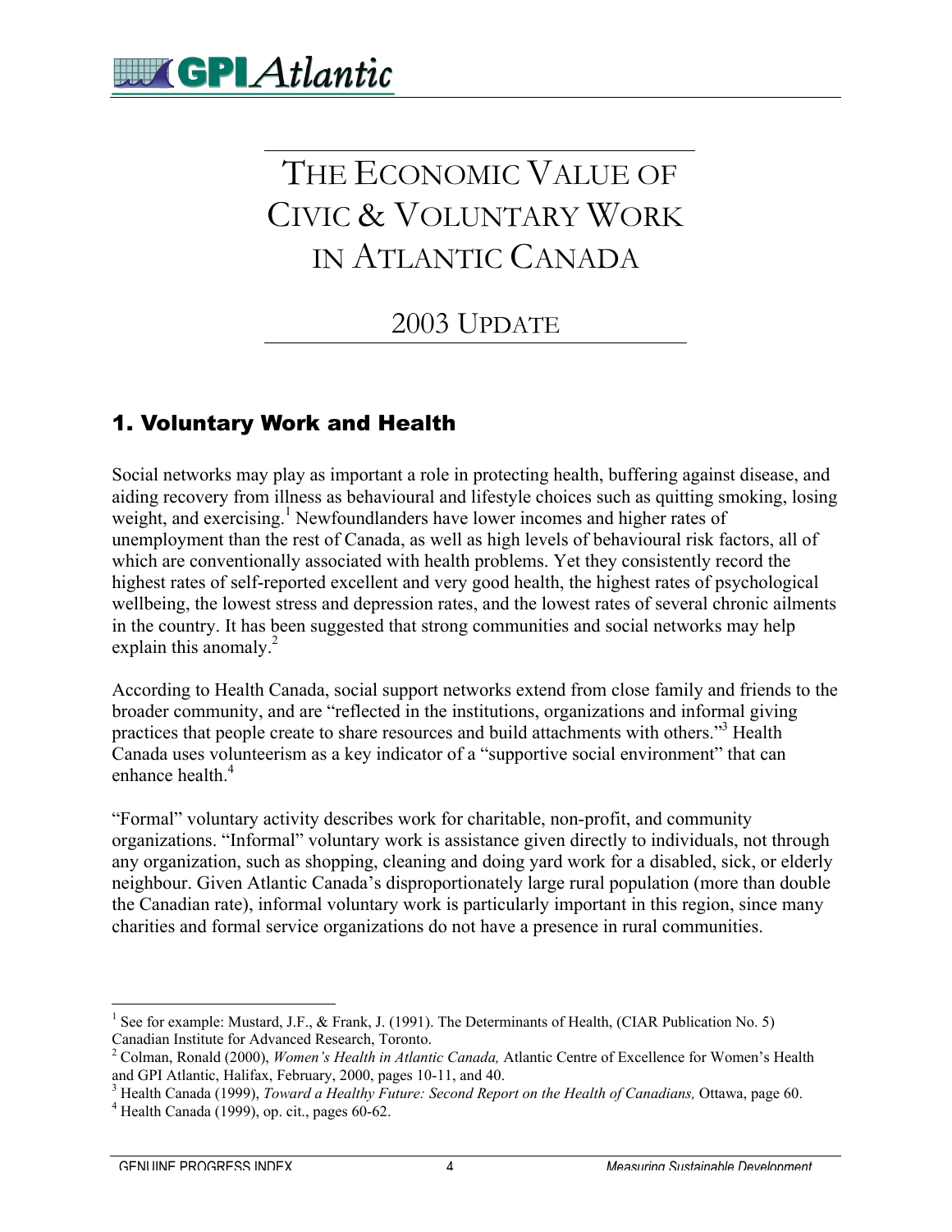# The Economic Value of Civic & Voluntary Work in Atlantic Canada

## 2003 Update

## 1. Voluntary Work and Health

Social networks may play as important a role in protecting health, buffering against disease, and aiding recovery from illness as behavioural and lifestyle choices such as quitting smoking, losing weight, and exercising.[1] Newfoundlanders have lower incomes and higher rates of unemployment than the rest of Canada, as well as high levels of behavioural risk factors, all of which are conventionally associated with health problems. Yet they consistently record the highest rates of self-reported excellent and very good health, the highest rates of psychological wellbeing, the lowest stress and depression rates, and the lowest rates of several chronic ailments in the country. It has been suggested that strong communities and social networks may help explain this anomaly.[2]

According to Health Canada, social support networks extend from close family and friends to the broader community, and are "reflected in the institutions, organizations and informal giving practices that people create to share resources and build attachments with others."[3] Health Canada uses volunteerism as a key indicator of a "supportive social environment" that can enhance health.[4]

"Formal" voluntary activity describes work for charitable, non-profit, and community organizations. "Informal" voluntary work is assistance given directly to individuals, not through any organization, such as shopping, cleaning and doing yard work for a disabled, sick, or elderly neighbour. Given Atlantic Canada's disproportionately large rural population (more than double the Canadian rate), informal voluntary work is particularly important in this region, since many charities and formal service organizations do not have a presence in rural communities.

---

[1] See for example: Mustard, J.F., & Frank, J. (1991). The Determinants of Health, (CIAR Publication No. 5) Canadian Institute for Advanced Research, Toronto.

[2] Colman, Ronald (2000), *Women's Health in Atlantic Canada,* Atlantic Centre of Excellence for Women's Health and GPI Atlantic, Halifax, February, 2000, pages 10-11, and 40.

[3] Health Canada (1999), *Toward a Healthy Future: Second Report on the Health of Canadians,* Ottawa, page 60.

[4] Health Canada (1999), op. cit., pages 60-62.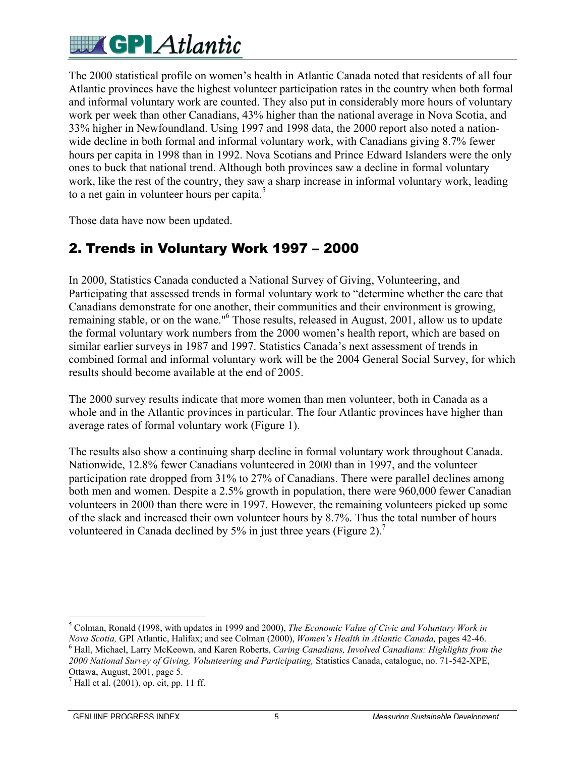The 2000 statistical profile on women's health in Atlantic Canada noted that residents of all four Atlantic provinces have the highest volunteer participation rates in the country when both formal and informal voluntary work are counted. They also put in considerably more hours of voluntary work per week than other Canadians, 43% higher than the national average in Nova Scotia, and 33% higher in Newfoundland. Using 1997 and 1998 data, the 2000 report also noted a nation-wide decline in both formal and informal voluntary work, with Canadians giving 8.7% fewer hours per capita in 1998 than in 1992. Nova Scotians and Prince Edward Islanders were the only ones to buck that national trend. Although both provinces saw a decline in formal voluntary work, like the rest of the country, they saw a sharp increase in informal voluntary work, leading to a net gain in volunteer hours per capita.[5]

Those data have now been updated.

## 2. Trends in Voluntary Work 1997 – 2000

In 2000, Statistics Canada conducted a National Survey of Giving, Volunteering, and Participating that assessed trends in formal voluntary work to "determine whether the care that Canadians demonstrate for one another, their communities and their environment is growing, remaining stable, or on the wane."[6] Those results, released in August, 2001, allow us to update the formal voluntary work numbers from the 2000 women's health report, which are based on similar earlier surveys in 1987 and 1997. Statistics Canada's next assessment of trends in combined formal and informal voluntary work will be the 2004 General Social Survey, for which results should become available at the end of 2005.

The 2000 survey results indicate that more women than men volunteer, both in Canada as a whole and in the Atlantic provinces in particular. The four Atlantic provinces have higher than average rates of formal voluntary work (Figure 1).

The results also show a continuing sharp decline in formal voluntary work throughout Canada. Nationwide, 12.8% fewer Canadians volunteered in 2000 than in 1997, and the volunteer participation rate dropped from 31% to 27% of Canadians. There were parallel declines among both men and women. Despite a 2.5% growth in population, there were 960,000 fewer Canadian volunteers in 2000 than there were in 1997. However, the remaining volunteers picked up some of the slack and increased their own volunteer hours by 8.7%. Thus the total number of hours volunteered in Canada declined by 5% in just three years (Figure 2).[7]

---

[5] Colman, Ronald (1998, with updates in 1999 and 2000), *The Economic Value of Civic and Voluntary Work in Nova Scotia,* GPI Atlantic, Halifax; and see Colman (2000), *Women's Health in Atlantic Canada,* pages 42-46.

[6] Hall, Michael, Larry McKeown, and Karen Roberts, *Caring Canadians, Involved Canadians: Highlights from the 2000 National Survey of Giving, Volunteering and Participating,* Statistics Canada, catalogue, no. 71-542-XPE, Ottawa, August, 2001, page 5.

[7] Hall et al. (2001), op. cit, pp. 11 ff.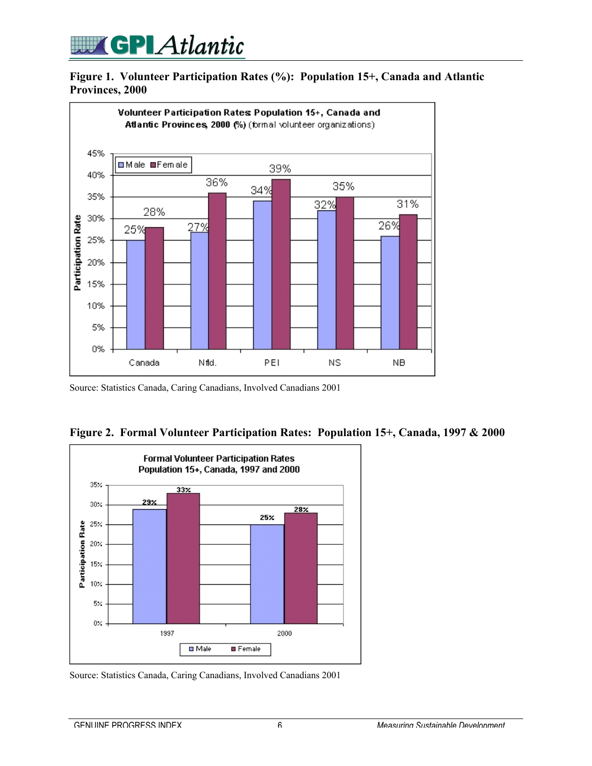**Figure 1. Volunteer Participation Rates (%): Population 15+, Canada and Atlantic Provinces, 2000**

Source: Statistics Canada, Caring Canadians, Involved Canadians 2001

**Figure 2. Formal Volunteer Participation Rates: Population 15+, Canada, 1997 & 2000**

Source: Statistics Canada, Caring Canadians, Involved Canadians 2001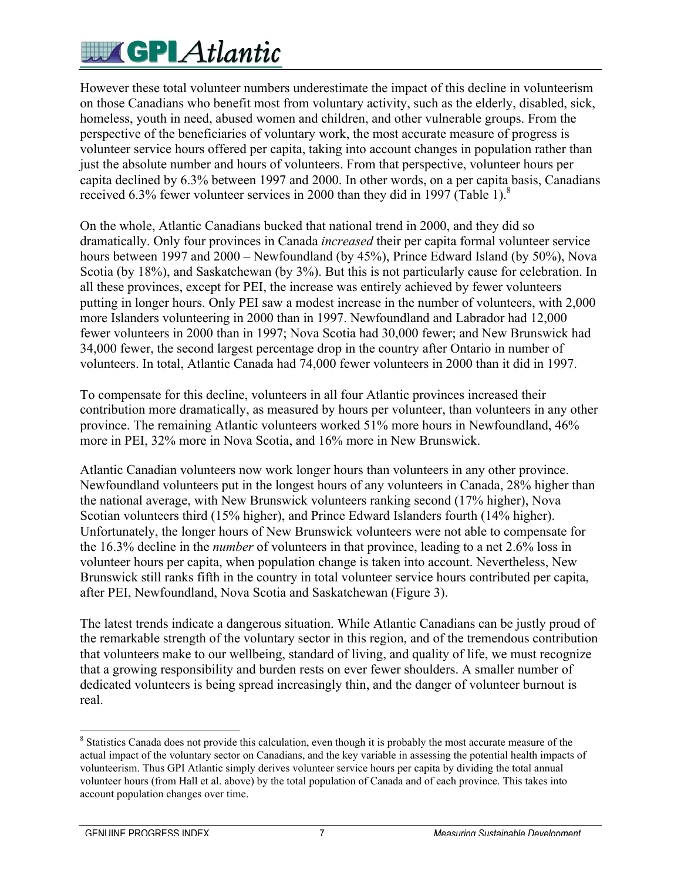However these total volunteer numbers underestimate the impact of this decline in volunteerism on those Canadians who benefit most from voluntary activity, such as the elderly, disabled, sick, homeless, youth in need, abused women and children, and other vulnerable groups. From the perspective of the beneficiaries of voluntary work, the most accurate measure of progress is volunteer service hours offered per capita, taking into account changes in population rather than just the absolute number and hours of volunteers. From that perspective, volunteer hours per capita declined by 6.3% between 1997 and 2000. In other words, on a per capita basis, Canadians received 6.3% fewer volunteer services in 2000 than they did in 1997 (Table 1).[8]

On the whole, Atlantic Canadians bucked that national trend in 2000, and they did so dramatically. Only four provinces in Canada *increased* their per capita formal volunteer service hours between 1997 and 2000 – Newfoundland (by 45%), Prince Edward Island (by 50%), Nova Scotia (by 18%), and Saskatchewan (by 3%). But this is not particularly cause for celebration. In all these provinces, except for PEI, the increase was entirely achieved by fewer volunteers putting in longer hours. Only PEI saw a modest increase in the number of volunteers, with 2,000 more Islanders volunteering in 2000 than in 1997. Newfoundland and Labrador had 12,000 fewer volunteers in 2000 than in 1997; Nova Scotia had 30,000 fewer; and New Brunswick had 34,000 fewer, the second largest percentage drop in the country after Ontario in number of volunteers. In total, Atlantic Canada had 74,000 fewer volunteers in 2000 than it did in 1997.

To compensate for this decline, volunteers in all four Atlantic provinces increased their contribution more dramatically, as measured by hours per volunteer, than volunteers in any other province. The remaining Atlantic volunteers worked 51% more hours in Newfoundland, 46% more in PEI, 32% more in Nova Scotia, and 16% more in New Brunswick.

Atlantic Canadian volunteers now work longer hours than volunteers in any other province. Newfoundland volunteers put in the longest hours of any volunteers in Canada, 28% higher than the national average, with New Brunswick volunteers ranking second (17% higher), Nova Scotian volunteers third (15% higher), and Prince Edward Islanders fourth (14% higher). Unfortunately, the longer hours of New Brunswick volunteers were not able to compensate for the 16.3% decline in the *number* of volunteers in that province, leading to a net 2.6% loss in volunteer hours per capita, when population change is taken into account. Nevertheless, New Brunswick still ranks fifth in the country in total volunteer service hours contributed per capita, after PEI, Newfoundland, Nova Scotia and Saskatchewan (Figure 3).

The latest trends indicate a dangerous situation. While Atlantic Canadians can be justly proud of the remarkable strength of the voluntary sector in this region, and of the tremendous contribution that volunteers make to our wellbeing, standard of living, and quality of life, we must recognize that a growing responsibility and burden rests on ever fewer shoulders. A smaller number of dedicated volunteers is being spread increasingly thin, and the danger of volunteer burnout is real.

---

[8] Statistics Canada does not provide this calculation, even though it is probably the most accurate measure of the actual impact of the voluntary sector on Canadians, and the key variable in assessing the potential health impacts of volunteerism. Thus GPI Atlantic simply derives volunteer service hours per capita by dividing the total annual volunteer hours (from Hall et al. above) by the total population of Canada and of each province. This takes into account population changes over time.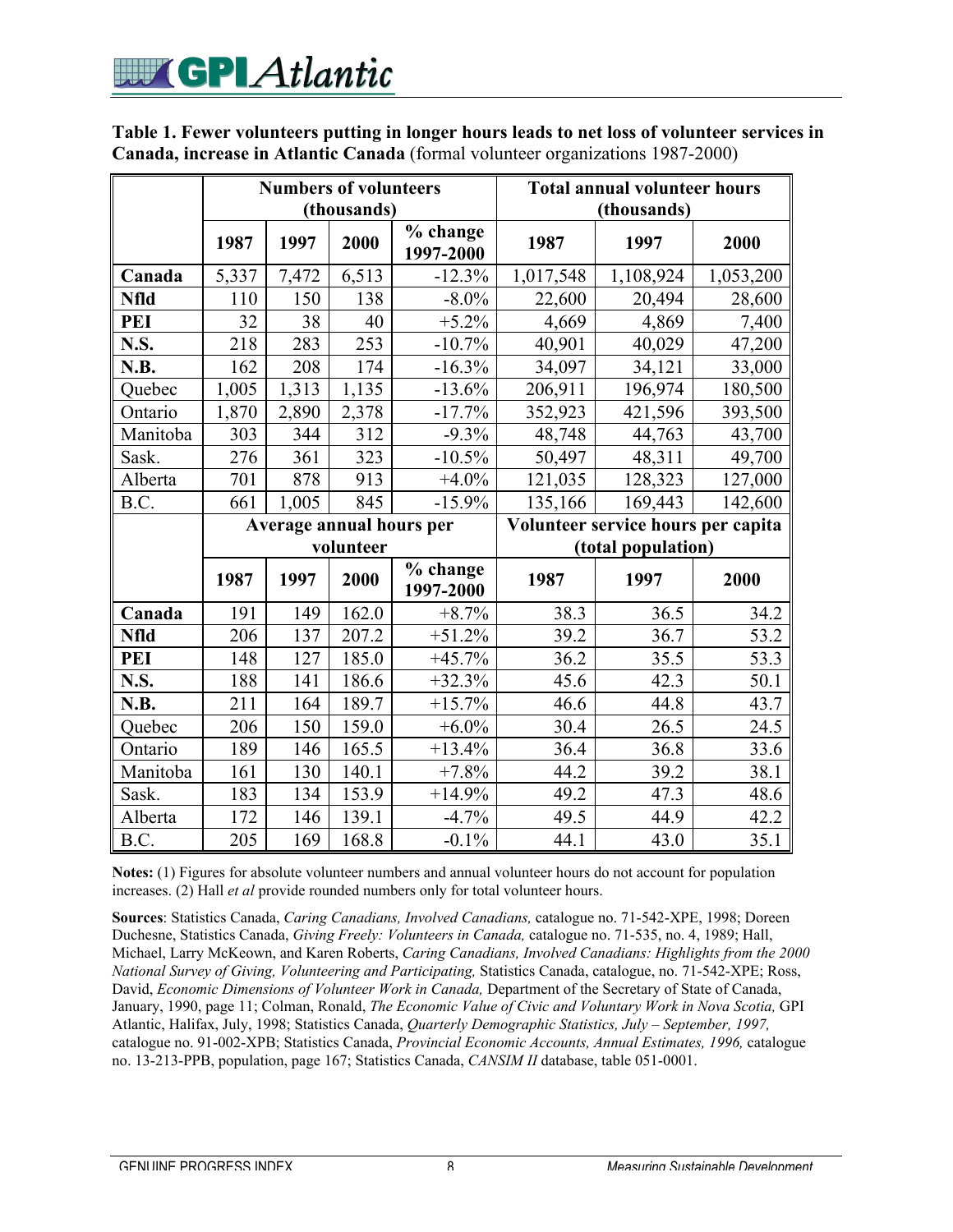**Table 1. Fewer volunteers putting in longer hours leads to net loss of volunteer services in Canada, increase in Atlantic Canada** (formal volunteer organizations 1987-2000)

| | Numbers of volunteers (thousands) | | | | Total annual volunteer hours (thousands) | | |
|---|---|---|---|---|---|---|---|
| | 1987 | 1997 | 2000 | % change 1997-2000 | 1987 | 1997 | 2000 |
| **Canada** | 5,337 | 7,472 | 6,513 | -12.3% | 1,017,548 | 1,108,924 | 1,053,200 |
| **Nfld** | 110 | 150 | 138 | -8.0% | 22,600 | 20,494 | 28,600 |
| **PEI** | 32 | 38 | 40 | +5.2% | 4,669 | 4,869 | 7,400 |
| **N.S.** | 218 | 283 | 253 | -10.7% | 40,901 | 40,029 | 47,200 |
| **N.B.** | 162 | 208 | 174 | -16.3% | 34,097 | 34,121 | 33,000 |
| Quebec | 1,005 | 1,313 | 1,135 | -13.6% | 206,911 | 196,974 | 180,500 |
| Ontario | 1,870 | 2,890 | 2,378 | -17.7% | 352,923 | 421,596 | 393,500 |
| Manitoba | 303 | 344 | 312 | -9.3% | 48,748 | 44,763 | 43,700 |
| Sask. | 276 | 361 | 323 | -10.5% | 50,497 | 48,311 | 49,700 |
| Alberta | 701 | 878 | 913 | +4.0% | 121,035 | 128,323 | 127,000 |
| B.C. | 661 | 1,005 | 845 | -15.9% | 135,166 | 169,443 | 142,600 |
| | **Average annual hours per volunteer** | | | | **Volunteer service hours per capita (total population)** | | |
| | **1987** | **1997** | **2000** | **% change 1997-2000** | **1987** | **1997** | **2000** |
| **Canada** | 191 | 149 | 162.0 | +8.7% | 38.3 | 36.5 | 34.2 |
| **Nfld** | 206 | 137 | 207.2 | +51.2% | 39.2 | 36.7 | 53.2 |
| **PEI** | 148 | 127 | 185.0 | +45.7% | 36.2 | 35.5 | 53.3 |
| **N.S.** | 188 | 141 | 186.6 | +32.3% | 45.6 | 42.3 | 50.1 |
| **N.B.** | 211 | 164 | 189.7 | +15.7% | 46.6 | 44.8 | 43.7 |
| Quebec | 206 | 150 | 159.0 | +6.0% | 30.4 | 26.5 | 24.5 |
| Ontario | 189 | 146 | 165.5 | +13.4% | 36.4 | 36.8 | 33.6 |
| Manitoba | 161 | 130 | 140.1 | +7.8% | 44.2 | 39.2 | 38.1 |
| Sask. | 183 | 134 | 153.9 | +14.9% | 49.2 | 47.3 | 48.6 |
| Alberta | 172 | 146 | 139.1 | -4.7% | 49.5 | 44.9 | 42.2 |
| B.C. | 205 | 169 | 168.8 | -0.1% | 44.1 | 43.0 | 35.1 |

**Notes:** (1) Figures for absolute volunteer numbers and annual volunteer hours do not account for population increases. (2) Hall *et al* provide rounded numbers only for total volunteer hours.

**Sources**: Statistics Canada, *Caring Canadians, Involved Canadians,* catalogue no. 71-542-XPE, 1998; Doreen Duchesne, Statistics Canada, *Giving Freely: Volunteers in Canada,* catalogue no. 71-535, no. 4, 1989; Hall, Michael, Larry McKeown, and Karen Roberts, *Caring Canadians, Involved Canadians: Highlights from the 2000 National Survey of Giving, Volunteering and Participating,* Statistics Canada, catalogue, no. 71-542-XPE; Ross, David, *Economic Dimensions of Volunteer Work in Canada,* Department of the Secretary of State of Canada, January, 1990, page 11; Colman, Ronald, *The Economic Value of Civic and Voluntary Work in Nova Scotia,* GPI Atlantic, Halifax, July, 1998; Statistics Canada, *Quarterly Demographic Statistics, July – September, 1997,* catalogue no. 91-002-XPB; Statistics Canada, *Provincial Economic Accounts, Annual Estimates, 1996,* catalogue no. 13-213-PPB, population, page 167; Statistics Canada, *CANSIM II* database, table 051-0001.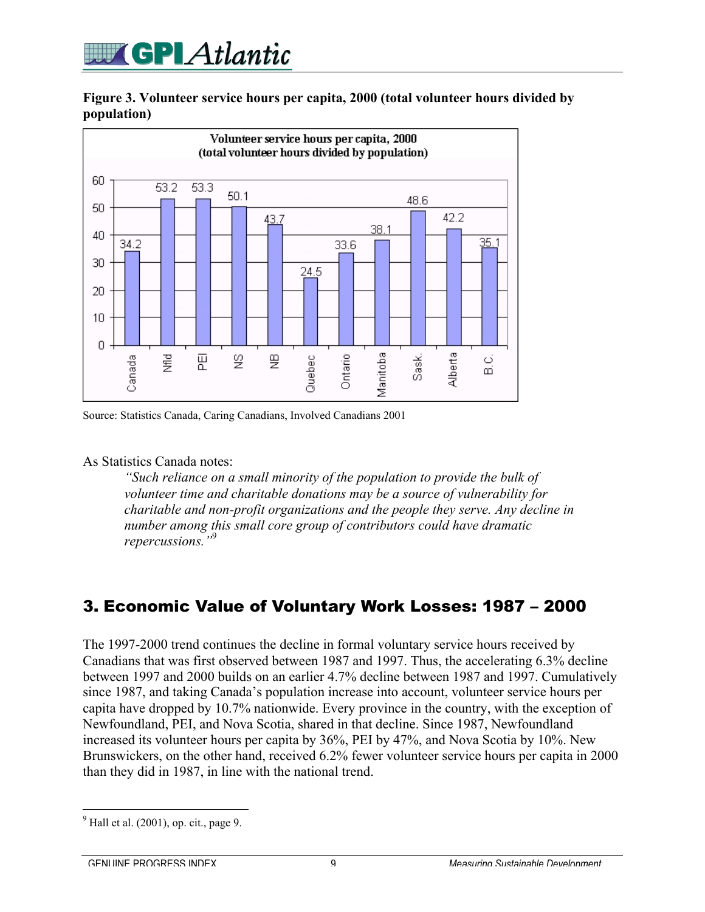**Figure 3. Volunteer service hours per capita, 2000 (total volunteer hours divided by population)**

| | Canada | Nfld | PEI | NS | NB | Quebec | Ontario | Manitoba | Sask. | Alberta | B.C. |
|---|---|---|---|---|---|---|---|---|---|---|---|
| Volunteer service hours per capita, 2000 | 34.2 | 53.2 | 53.3 | 50.1 | 43.7 | 24.5 | 33.6 | 38.1 | 48.6 | 42.2 | 35.1 |

Source: Statistics Canada, Caring Canadians, Involved Canadians 2001

As Statistics Canada notes:

> *"Such reliance on a small minority of the population to provide the bulk of volunteer time and charitable donations may be a source of vulnerability for charitable and non-profit organizations and the people they serve. Any decline in number among this small core group of contributors could have dramatic repercussions."*[9]

## 3. Economic Value of Voluntary Work Losses: 1987 – 2000

The 1997-2000 trend continues the decline in formal voluntary service hours received by Canadians that was first observed between 1987 and 1997. Thus, the accelerating 6.3% decline between 1997 and 2000 builds on an earlier 4.7% decline between 1987 and 1997. Cumulatively since 1987, and taking Canada's population increase into account, volunteer service hours per capita have dropped by 10.7% nationwide. Every province in the country, with the exception of Newfoundland, PEI, and Nova Scotia, shared in that decline. Since 1987, Newfoundland increased its volunteer hours per capita by 36%, PEI by 47%, and Nova Scotia by 10%. New Brunswickers, on the other hand, received 6.2% fewer volunteer service hours per capita in 2000 than they did in 1987, in line with the national trend.

[9] Hall et al. (2001), op. cit., page 9.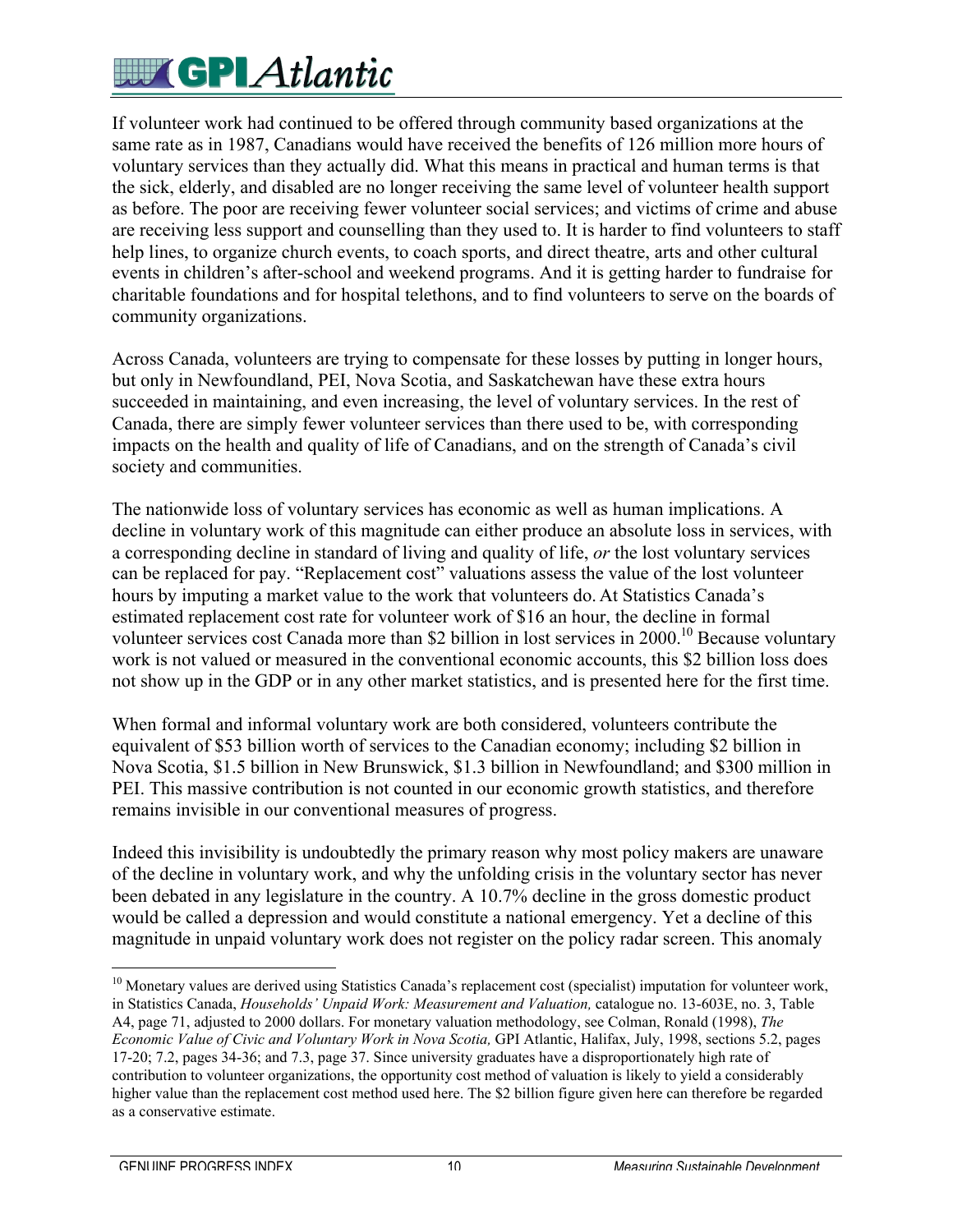If volunteer work had continued to be offered through community based organizations at the same rate as in 1987, Canadians would have received the benefits of 126 million more hours of voluntary services than they actually did. What this means in practical and human terms is that the sick, elderly, and disabled are no longer receiving the same level of volunteer health support as before. The poor are receiving fewer volunteer social services; and victims of crime and abuse are receiving less support and counselling than they used to. It is harder to find volunteers to staff help lines, to organize church events, to coach sports, and direct theatre, arts and other cultural events in children's after-school and weekend programs. And it is getting harder to fundraise for charitable foundations and for hospital telethons, and to find volunteers to serve on the boards of community organizations.

Across Canada, volunteers are trying to compensate for these losses by putting in longer hours, but only in Newfoundland, PEI, Nova Scotia, and Saskatchewan have these extra hours succeeded in maintaining, and even increasing, the level of voluntary services. In the rest of Canada, there are simply fewer volunteer services than there used to be, with corresponding impacts on the health and quality of life of Canadians, and on the strength of Canada's civil society and communities.

The nationwide loss of voluntary services has economic as well as human implications. A decline in voluntary work of this magnitude can either produce an absolute loss in services, with a corresponding decline in standard of living and quality of life, *or* the lost voluntary services can be replaced for pay. "Replacement cost" valuations assess the value of the lost volunteer hours by imputing a market value to the work that volunteers do. At Statistics Canada's estimated replacement cost rate for volunteer work of $16 an hour, the decline in formal volunteer services cost Canada more than $2 billion in lost services in 2000.[10] Because voluntary work is not valued or measured in the conventional economic accounts, this $2 billion loss does not show up in the GDP or in any other market statistics, and is presented here for the first time.

When formal and informal voluntary work are both considered, volunteers contribute the equivalent of $53 billion worth of services to the Canadian economy; including $2 billion in Nova Scotia, $1.5 billion in New Brunswick, $1.3 billion in Newfoundland; and $300 million in PEI. This massive contribution is not counted in our economic growth statistics, and therefore remains invisible in our conventional measures of progress.

Indeed this invisibility is undoubtedly the primary reason why most policy makers are unaware of the decline in voluntary work, and why the unfolding crisis in the voluntary sector has never been debated in any legislature in the country. A 10.7% decline in the gross domestic product would be called a depression and would constitute a national emergency. Yet a decline of this magnitude in unpaid voluntary work does not register on the policy radar screen. This anomaly

---

[10] Monetary values are derived using Statistics Canada's replacement cost (specialist) imputation for volunteer work, in Statistics Canada, *Households' Unpaid Work: Measurement and Valuation,* catalogue no. 13-603E, no. 3, Table A4, page 71, adjusted to 2000 dollars. For monetary valuation methodology, see Colman, Ronald (1998), *The Economic Value of Civic and Voluntary Work in Nova Scotia,* GPI Atlantic, Halifax, July, 1998, sections 5.2, pages 17-20; 7.2, pages 34-36; and 7.3, page 37. Since university graduates have a disproportionately high rate of contribution to volunteer organizations, the opportunity cost method of valuation is likely to yield a considerably higher value than the replacement cost method used here. The $2 billion figure given here can therefore be regarded as a conservative estimate.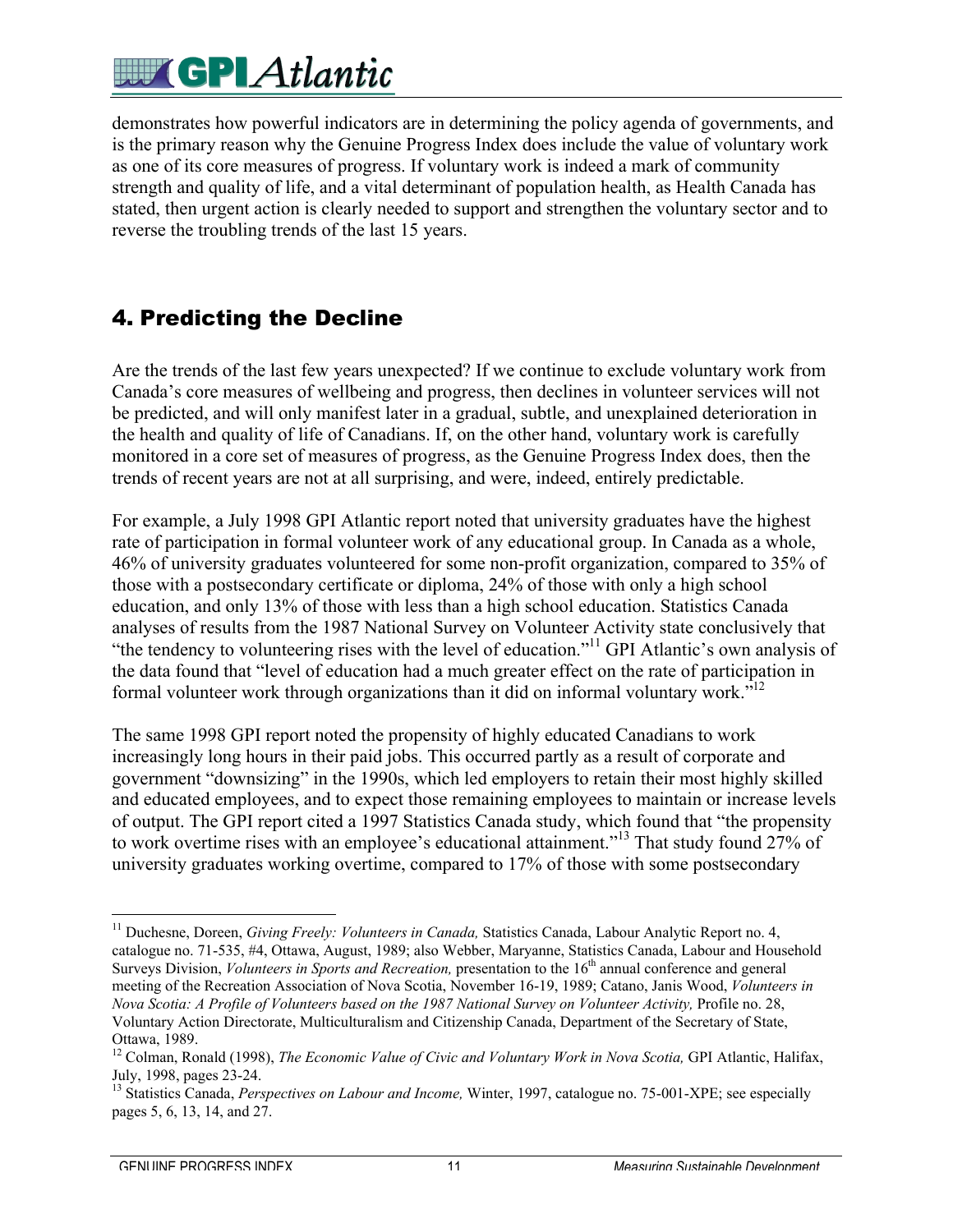demonstrates how powerful indicators are in determining the policy agenda of governments, and is the primary reason why the Genuine Progress Index does include the value of voluntary work as one of its core measures of progress. If voluntary work is indeed a mark of community strength and quality of life, and a vital determinant of population health, as Health Canada has stated, then urgent action is clearly needed to support and strengthen the voluntary sector and to reverse the troubling trends of the last 15 years.

## 4. Predicting the Decline

Are the trends of the last few years unexpected? If we continue to exclude voluntary work from Canada's core measures of wellbeing and progress, then declines in volunteer services will not be predicted, and will only manifest later in a gradual, subtle, and unexplained deterioration in the health and quality of life of Canadians. If, on the other hand, voluntary work is carefully monitored in a core set of measures of progress, as the Genuine Progress Index does, then the trends of recent years are not at all surprising, and were, indeed, entirely predictable.

For example, a July 1998 GPI Atlantic report noted that university graduates have the highest rate of participation in formal volunteer work of any educational group. In Canada as a whole, 46% of university graduates volunteered for some non-profit organization, compared to 35% of those with a postsecondary certificate or diploma, 24% of those with only a high school education, and only 13% of those with less than a high school education. Statistics Canada analyses of results from the 1987 National Survey on Volunteer Activity state conclusively that "the tendency to volunteering rises with the level of education."[11] GPI Atlantic's own analysis of the data found that "level of education had a much greater effect on the rate of participation in formal volunteer work through organizations than it did on informal voluntary work."[12]

The same 1998 GPI report noted the propensity of highly educated Canadians to work increasingly long hours in their paid jobs. This occurred partly as a result of corporate and government "downsizing" in the 1990s, which led employers to retain their most highly skilled and educated employees, and to expect those remaining employees to maintain or increase levels of output. The GPI report cited a 1997 Statistics Canada study, which found that "the propensity to work overtime rises with an employee's educational attainment."[13] That study found 27% of university graduates working overtime, compared to 17% of those with some postsecondary

---

[11] Duchesne, Doreen, *Giving Freely: Volunteers in Canada,* Statistics Canada, Labour Analytic Report no. 4, catalogue no. 71-535, #4, Ottawa, August, 1989; also Webber, Maryanne, Statistics Canada, Labour and Household Surveys Division, *Volunteers in Sports and Recreation,* presentation to the 16th annual conference and general meeting of the Recreation Association of Nova Scotia, November 16-19, 1989; Catano, Janis Wood, *Volunteers in Nova Scotia: A Profile of Volunteers based on the 1987 National Survey on Volunteer Activity,* Profile no. 28, Voluntary Action Directorate, Multiculturalism and Citizenship Canada, Department of the Secretary of State, Ottawa, 1989.

[12] Colman, Ronald (1998), *The Economic Value of Civic and Voluntary Work in Nova Scotia,* GPI Atlantic, Halifax, July, 1998, pages 23-24.

[13] Statistics Canada, *Perspectives on Labour and Income,* Winter, 1997, catalogue no. 75-001-XPE; see especially pages 5, 6, 13, 14, and 27.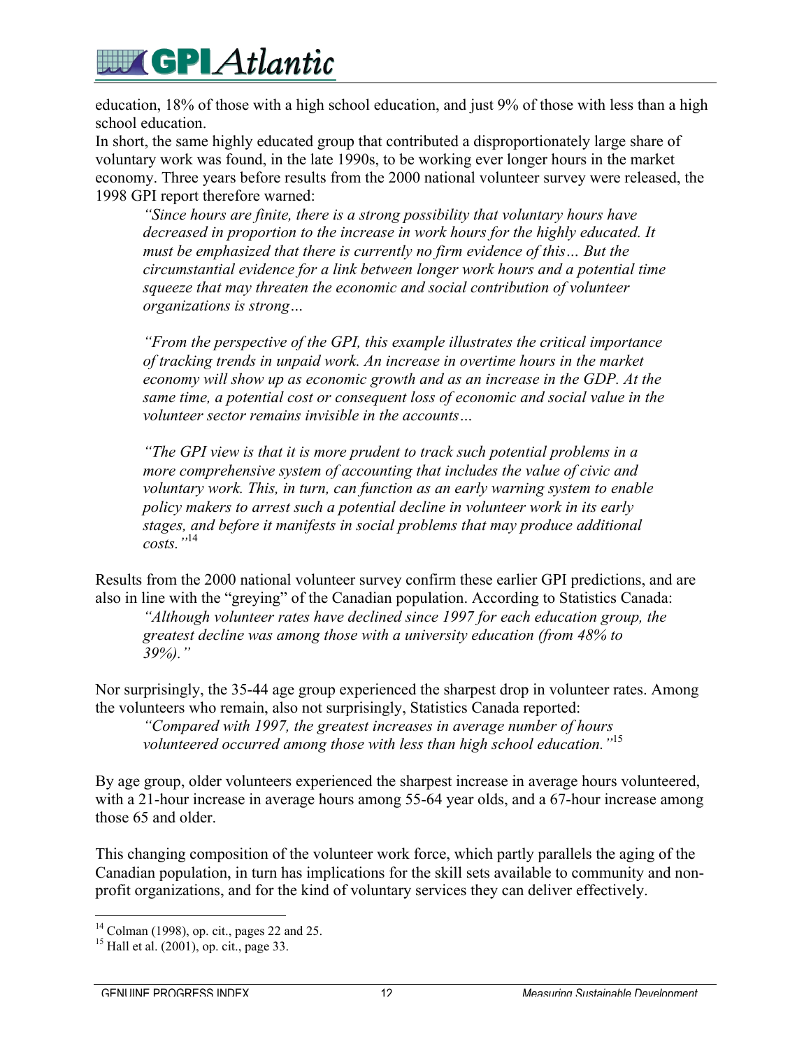education, 18% of those with a high school education, and just 9% of those with less than a high school education.

In short, the same highly educated group that contributed a disproportionately large share of voluntary work was found, in the late 1990s, to be working ever longer hours in the market economy. Three years before results from the 2000 national volunteer survey were released, the 1998 GPI report therefore warned:

> *"Since hours are finite, there is a strong possibility that voluntary hours have decreased in proportion to the increase in work hours for the highly educated. It must be emphasized that there is currently no firm evidence of this… But the circumstantial evidence for a link between longer work hours and a potential time squeeze that may threaten the economic and social contribution of volunteer organizations is strong…*
>
> *"From the perspective of the GPI, this example illustrates the critical importance of tracking trends in unpaid work. An increase in overtime hours in the market economy will show up as economic growth and as an increase in the GDP. At the same time, a potential cost or consequent loss of economic and social value in the volunteer sector remains invisible in the accounts…*
>
> *"The GPI view is that it is more prudent to track such potential problems in a more comprehensive system of accounting that includes the value of civic and voluntary work. This, in turn, can function as an early warning system to enable policy makers to arrest such a potential decline in volunteer work in its early stages, and before it manifests in social problems that may produce additional costs."*[14]

Results from the 2000 national volunteer survey confirm these earlier GPI predictions, and are also in line with the "greying" of the Canadian population. According to Statistics Canada:

> *"Although volunteer rates have declined since 1997 for each education group, the greatest decline was among those with a university education (from 48% to 39%)."*

Nor surprisingly, the 35-44 age group experienced the sharpest drop in volunteer rates. Among the volunteers who remain, also not surprisingly, Statistics Canada reported:

> *"Compared with 1997, the greatest increases in average number of hours volunteered occurred among those with less than high school education."*[15]

By age group, older volunteers experienced the sharpest increase in average hours volunteered, with a 21-hour increase in average hours among 55-64 year olds, and a 67-hour increase among those 65 and older.

This changing composition of the volunteer work force, which partly parallels the aging of the Canadian population, in turn has implications for the skill sets available to community and non-profit organizations, and for the kind of voluntary services they can deliver effectively.

---

[14] Colman (1998), op. cit., pages 22 and 25.

[15] Hall et al. (2001), op. cit., page 33.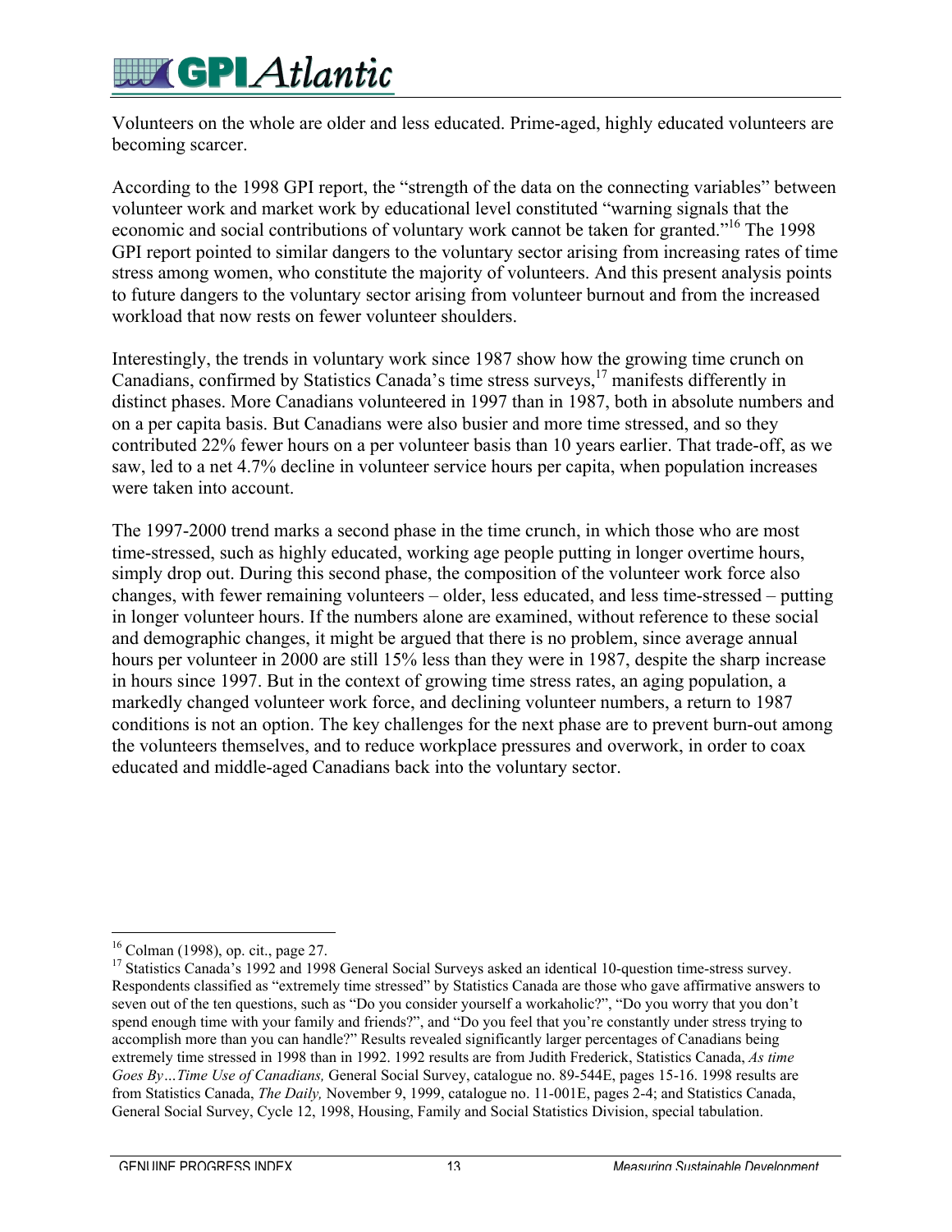Volunteers on the whole are older and less educated. Prime-aged, highly educated volunteers are becoming scarcer.

According to the 1998 GPI report, the "strength of the data on the connecting variables" between volunteer work and market work by educational level constituted "warning signals that the economic and social contributions of voluntary work cannot be taken for granted."[16] The 1998 GPI report pointed to similar dangers to the voluntary sector arising from increasing rates of time stress among women, who constitute the majority of volunteers. And this present analysis points to future dangers to the voluntary sector arising from volunteer burnout and from the increased workload that now rests on fewer volunteer shoulders.

Interestingly, the trends in voluntary work since 1987 show how the growing time crunch on Canadians, confirmed by Statistics Canada's time stress surveys,[17] manifests differently in distinct phases. More Canadians volunteered in 1997 than in 1987, both in absolute numbers and on a per capita basis. But Canadians were also busier and more time stressed, and so they contributed 22% fewer hours on a per volunteer basis than 10 years earlier. That trade-off, as we saw, led to a net 4.7% decline in volunteer service hours per capita, when population increases were taken into account.

The 1997-2000 trend marks a second phase in the time crunch, in which those who are most time-stressed, such as highly educated, working age people putting in longer overtime hours, simply drop out. During this second phase, the composition of the volunteer work force also changes, with fewer remaining volunteers – older, less educated, and less time-stressed – putting in longer volunteer hours. If the numbers alone are examined, without reference to these social and demographic changes, it might be argued that there is no problem, since average annual hours per volunteer in 2000 are still 15% less than they were in 1987, despite the sharp increase in hours since 1997. But in the context of growing time stress rates, an aging population, a markedly changed volunteer work force, and declining volunteer numbers, a return to 1987 conditions is not an option. The key challenges for the next phase are to prevent burn-out among the volunteers themselves, and to reduce workplace pressures and overwork, in order to coax educated and middle-aged Canadians back into the voluntary sector.

---

[16] Colman (1998), op. cit., page 27.

[17] Statistics Canada's 1992 and 1998 General Social Surveys asked an identical 10-question time-stress survey. Respondents classified as "extremely time stressed" by Statistics Canada are those who gave affirmative answers to seven out of the ten questions, such as "Do you consider yourself a workaholic?", "Do you worry that you don't spend enough time with your family and friends?", and "Do you feel that you're constantly under stress trying to accomplish more than you can handle?" Results revealed significantly larger percentages of Canadians being extremely time stressed in 1998 than in 1992. 1992 results are from Judith Frederick, Statistics Canada, *As time Goes By…Time Use of Canadians,* General Social Survey, catalogue no. 89-544E, pages 15-16. 1998 results are from Statistics Canada, *The Daily,* November 9, 1999, catalogue no. 11-001E, pages 2-4; and Statistics Canada, General Social Survey, Cycle 12, 1998, Housing, Family and Social Statistics Division, special tabulation.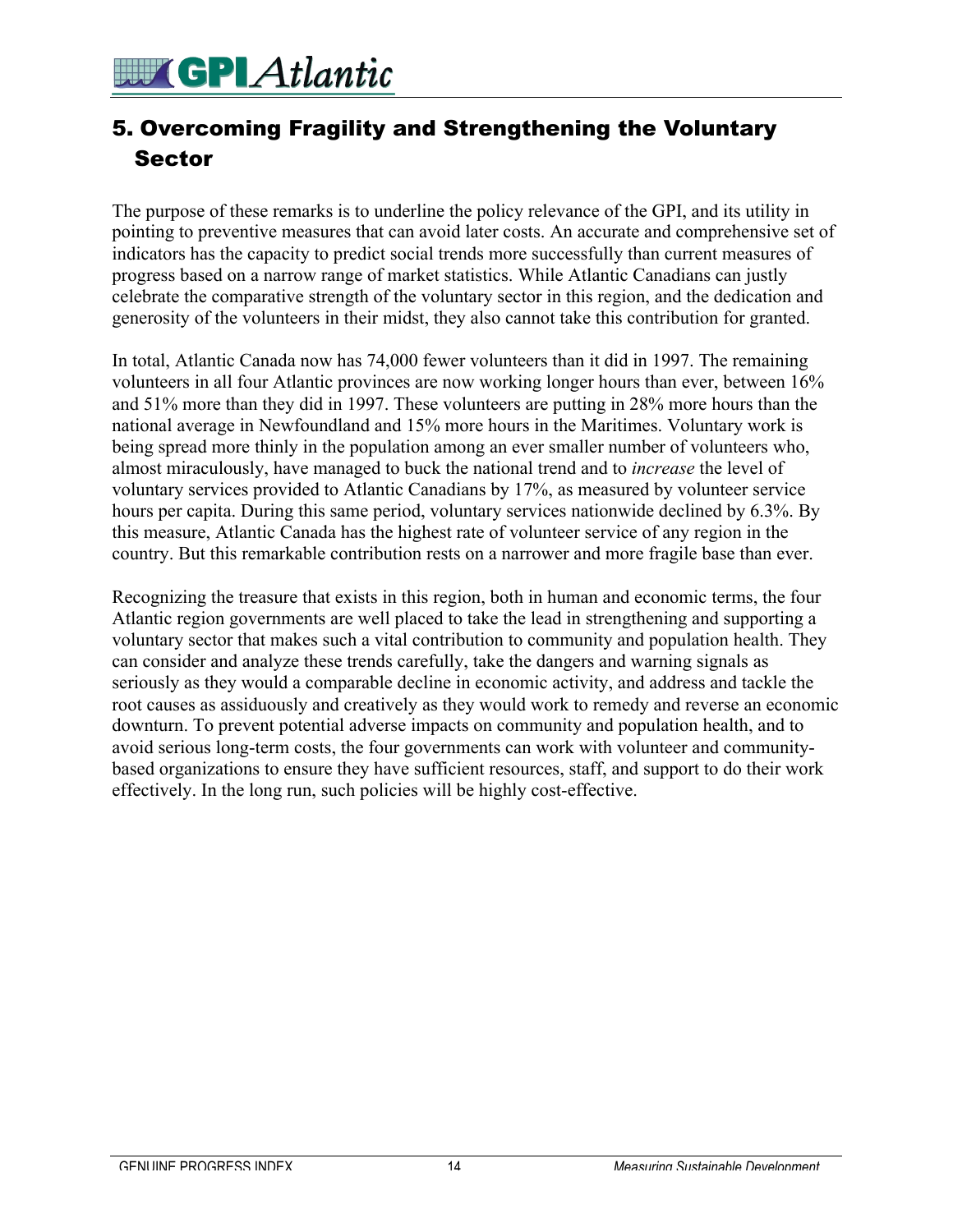## 5. Overcoming Fragility and Strengthening the Voluntary Sector

The purpose of these remarks is to underline the policy relevance of the GPI, and its utility in pointing to preventive measures that can avoid later costs. An accurate and comprehensive set of indicators has the capacity to predict social trends more successfully than current measures of progress based on a narrow range of market statistics. While Atlantic Canadians can justly celebrate the comparative strength of the voluntary sector in this region, and the dedication and generosity of the volunteers in their midst, they also cannot take this contribution for granted.

In total, Atlantic Canada now has 74,000 fewer volunteers than it did in 1997. The remaining volunteers in all four Atlantic provinces are now working longer hours than ever, between 16% and 51% more than they did in 1997. These volunteers are putting in 28% more hours than the national average in Newfoundland and 15% more hours in the Maritimes. Voluntary work is being spread more thinly in the population among an ever smaller number of volunteers who, almost miraculously, have managed to buck the national trend and to *increase* the level of voluntary services provided to Atlantic Canadians by 17%, as measured by volunteer service hours per capita. During this same period, voluntary services nationwide declined by 6.3%. By this measure, Atlantic Canada has the highest rate of volunteer service of any region in the country. But this remarkable contribution rests on a narrower and more fragile base than ever.

Recognizing the treasure that exists in this region, both in human and economic terms, the four Atlantic region governments are well placed to take the lead in strengthening and supporting a voluntary sector that makes such a vital contribution to community and population health. They can consider and analyze these trends carefully, take the dangers and warning signals as seriously as they would a comparable decline in economic activity, and address and tackle the root causes as assiduously and creatively as they would work to remedy and reverse an economic downturn. To prevent potential adverse impacts on community and population health, and to avoid serious long-term costs, the four governments can work with volunteer and community-based organizations to ensure they have sufficient resources, staff, and support to do their work effectively. In the long run, such policies will be highly cost-effective.